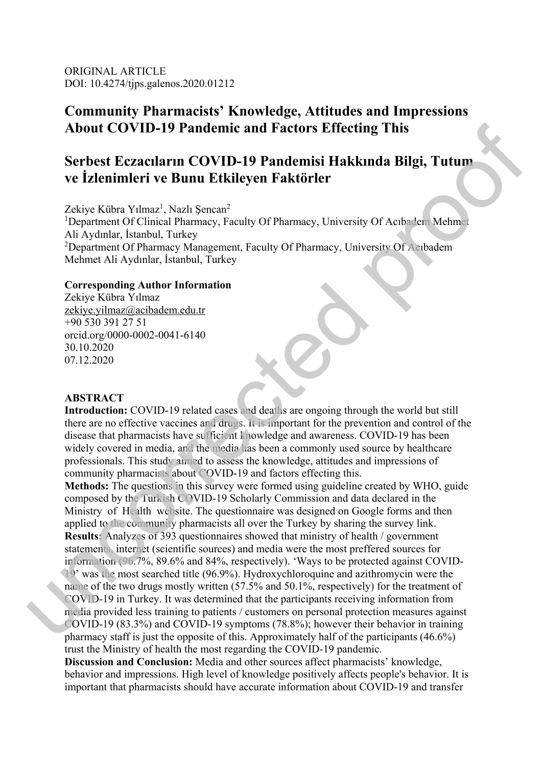ORIGINAL ARTICLE
DOI: 10.4274/tjps.galenos.2020.01212

# Community Pharmacists' Knowledge, Attitudes and Impressions About COVID-19 Pandemic and Factors Effecting This

# Serbest Eczacıların COVID-19 Pandemisi Hakkında Bilgi, Tutum ve İzlenimleri ve Bunu Etkileyen Faktörler

Zekiye Kübra Yılmaz[1], Nazlı Şencan[2]

[1]Department Of Clinical Pharmacy, Faculty Of Pharmacy, University Of Acıbadem Mehmet Ali Aydınlar, İstanbul, Turkey

[2]Department Of Pharmacy Management, Faculty Of Pharmacy, University Of Acıbadem Mehmet Ali Aydınlar, İstanbul, Turkey

**Corresponding Author Information**

Zekiye Kübra Yılmaz
zekiye.yilmaz@acibadem.edu.tr
+90 530 391 27 51
orcid.org/0000-0002-0041-6140
30.10.2020
07.12.2020

## ABSTRACT

**Introduction:** COVID-19 related cases and deaths are ongoing through the world but still there are no effective vaccines and drugs. It is important for the prevention and control of the disease that pharmacists have sufficient knowledge and awareness. COVID-19 has been widely covered in media, and the media has been a commonly used source by healthcare professionals. This study aimed to assess the knowledge, attitudes and impressions of community pharmacists about COVID-19 and factors effecting this.

**Methods:** The questions in this survey were formed using guideline created by WHO, guide composed by the Turkish COVID-19 Scholarly Commission and data declared in the Ministry of Health website. The questionnaire was designed on Google forms and then applied to the community pharmacists all over the Turkey by sharing the survey link.

**Results:** Analyzes of 393 questionnaires showed that ministry of health / government statements, internet (scientific sources) and media were the most preffered sources for information (96.7%, 89.6% and 84%, respectively). 'Ways to be protected against COVID-19' was the most searched title (96.9%). Hydroxychloroquine and azithromycin were the name of the two drugs mostly written (57.5% and 50.1%, respectively) for the treatment of COVID-19 in Turkey. It was determined that the participants receiving information from media provided less training to patients / customers on personal protection measures against COVID-19 (83.3%) and COVID-19 symptoms (78.8%); however their behavior in training pharmacy staff is just the opposite of this. Approximately half of the participants (46.6%) trust the Ministry of health the most regarding the COVID-19 pandemic.

**Discussion and Conclusion:** Media and other sources affect pharmacists' knowledge, behavior and impressions. High level of knowledge positively affects people's behavior. It is important that pharmacists should have accurate information about COVID-19 and transfer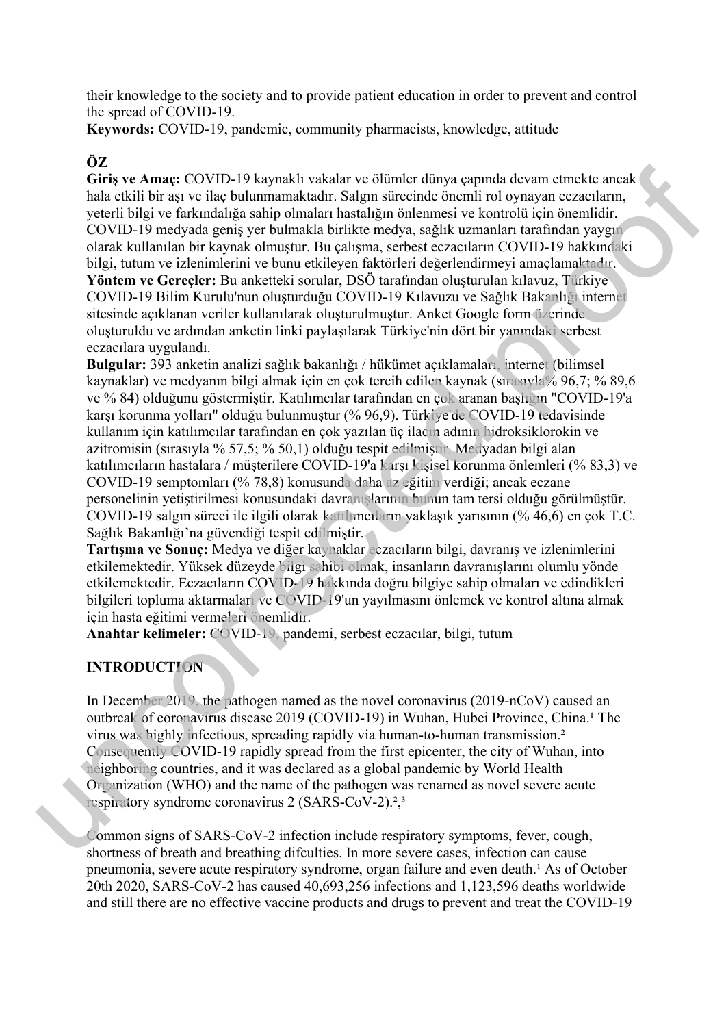their knowledge to the society and to provide patient education in order to prevent and control the spread of COVID-19.

**Keywords:** COVID-19, pandemic, community pharmacists, knowledge, attitude

## ÖZ

**Giriş ve Amaç:** COVID-19 kaynaklı vakalar ve ölümler dünya çapında devam etmekte ancak hala etkili bir aşı ve ilaç bulunmamaktadır. Salgın sürecinde önemli rol oynayan eczacıların, yeterli bilgi ve farkındalığa sahip olmaları hastalığın önlenmesi ve kontrolü için önemlidir. COVID-19 medyada geniş yer bulmakla birlikte medya, sağlık uzmanları tarafından yaygın olarak kullanılan bir kaynak olmuştur. Bu çalışma, serbest eczacıların COVID-19 hakkındaki bilgi, tutum ve izlenimlerini ve bunu etkileyen faktörleri değerlendirmeyi amaçlamaktadır.

**Yöntem ve Gereçler:** Bu anketteki sorular, DSÖ tarafından oluşturulan kılavuz, Türkiye COVID-19 Bilim Kurulu'nun oluşturduğu COVID-19 Kılavuzu ve Sağlık Bakanlığı internet sitesinde açıklanan veriler kullanılarak oluşturulmuştur. Anket Google form üzerinde oluşturuldu ve ardından anketin linki paylaşılarak Türkiye'nin dört bir yanındaki serbest eczacılara uygulandı.

**Bulgular:** 393 anketin analizi sağlık bakanlığı / hükümet açıklamaları, internet (bilimsel kaynaklar) ve medyanın bilgi almak için en çok tercih edilen kaynak (sırasıyla% 96,7; % 89,6 ve % 84) olduğunu göstermiştir. Katılımcılar tarafından en çok aranan başlığın "COVID-19'a karşı korunma yolları" olduğu bulunmuştur (% 96,9). Türkiye'de COVID-19 tedavisinde kullanım için katılımcılar tarafından en çok yazılan üç ilacın adının hidroksiklorokin ve azitromisin (sırasıyla % 57,5; % 50,1) olduğu tespit edilmiştir. Medyadan bilgi alan katılımcıların hastalara / müşterilere COVID-19'a karşı kişisel korunma önlemleri (% 83,3) ve COVID-19 semptomları (% 78,8) konusunda daha az eğitim verdiği; ancak eczane personelinin yetiştirilmesi konusundaki davranışlarının bunun tam tersi olduğu görülmüştür. COVID-19 salgın süreci ile ilgili olarak katılımcıların yaklaşık yarısının (% 46,6) en çok T.C. Sağlık Bakanlığı'na güvendiği tespit edilmiştir.

**Tartışma ve Sonuç:** Medya ve diğer kaynaklar eczacıların bilgi, davranış ve izlenimlerini etkilemektedir. Yüksek düzeyde bilgi sahibi olmak, insanların davranışlarını olumlu yönde etkilemektedir. Eczacıların COVID-19 hakkında doğru bilgiye sahip olmaları ve edindikleri bilgileri topluma aktarmaları ve COVID-19'un yayılmasını önlemek ve kontrol altına almak için hasta eğitimi vermeleri önemlidir.

**Anahtar kelimeler:** COVID-19, pandemi, serbest eczacılar, bilgi, tutum

## INTRODUCTION

In December 2019, the pathogen named as the novel coronavirus (2019-nCoV) caused an outbreak of coronavirus disease 2019 (COVID-19) in Wuhan, Hubei Province, China.[1] The virus was highly infectious, spreading rapidly via human-to-human transmission.[2] Consequently COVID-19 rapidly spread from the first epicenter, the city of Wuhan, into neighboring countries, and it was declared as a global pandemic by World Health Organization (WHO) and the name of the pathogen was renamed as novel severe acute respiratory syndrome coronavirus 2 (SARS-CoV-2).[2,3]

Common signs of SARS-CoV-2 infection include respiratory symptoms, fever, cough, shortness of breath and breathing difculties. In more severe cases, infection can cause pneumonia, severe acute respiratory syndrome, organ failure and even death.[1] As of October 20th 2020, SARS-CoV-2 has caused 40,693,256 infections and 1,123,596 deaths worldwide and still there are no effective vaccine products and drugs to prevent and treat the COVID-19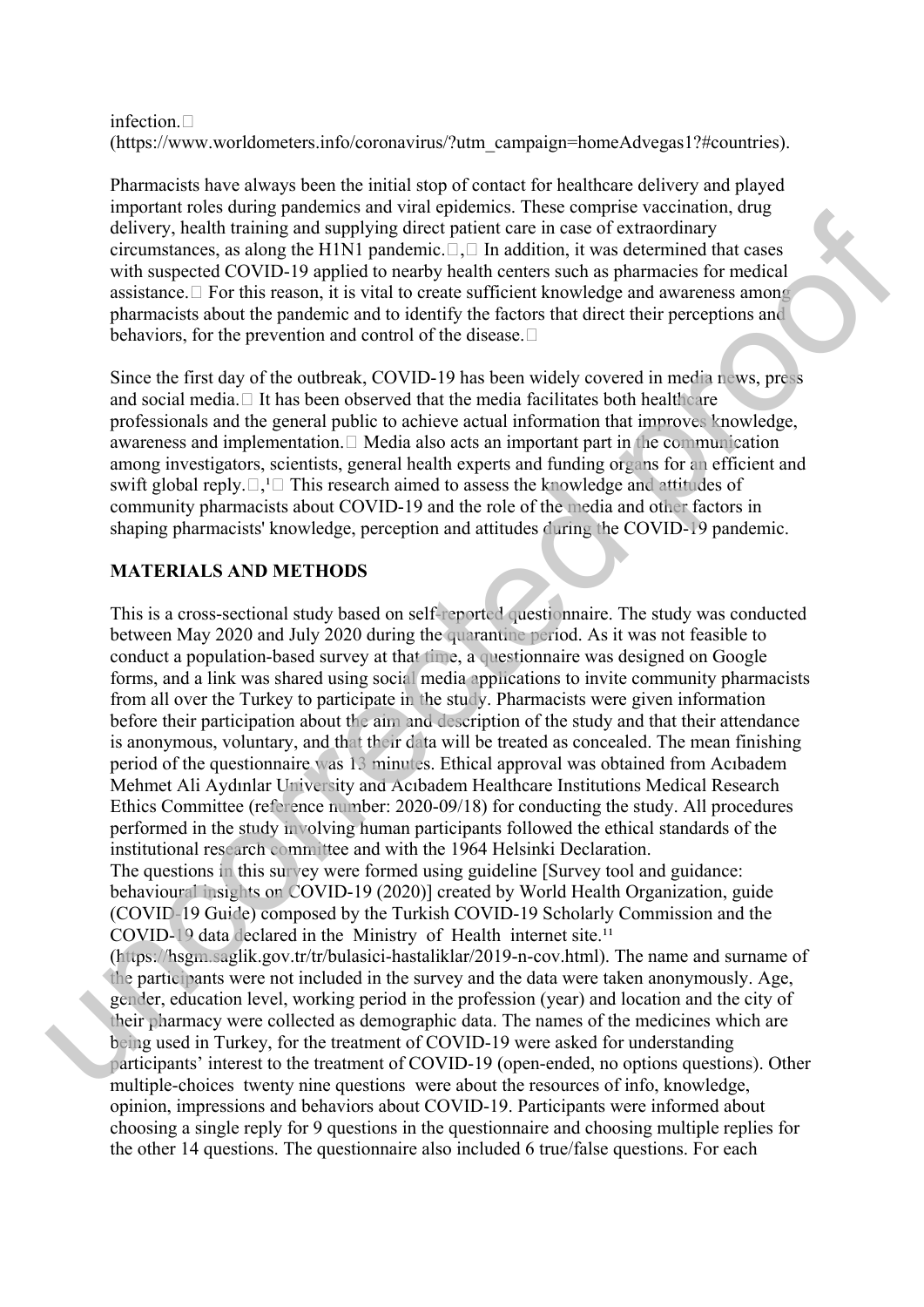infection.[]
(https://www.worldometers.info/coronavirus/?utm_campaign=homeAdvegas1?#countries).

Pharmacists have always been the initial stop of contact for healthcare delivery and played important roles during pandemics and viral epidemics. These comprise vaccination, drug delivery, health training and supplying direct patient care in case of extraordinary circumstances, as along the H1N1 pandemic.[] In addition, it was determined that cases with suspected COVID-19 applied to nearby health centers such as pharmacies for medical assistance.[] For this reason, it is vital to create sufficient knowledge and awareness among pharmacists about the pandemic and to identify the factors that direct their perceptions and behaviors, for the prevention and control of the disease.[]

Since the first day of the outbreak, COVID-19 has been widely covered in media news, press and social media.[] It has been observed that the media facilitates both healthcare professionals and the general public to achieve actual information that improves knowledge, awareness and implementation.[] Media also acts an important part in the communication among investigators, scientists, general health experts and funding organs for an efficient and swift global reply.[,1] This research aimed to assess the knowledge and attitudes of community pharmacists about COVID-19 and the role of the media and other factors in shaping pharmacists' knowledge, perception and attitudes during the COVID-19 pandemic.

## MATERIALS AND METHODS

This is a cross-sectional study based on self-reported questionnaire. The study was conducted between May 2020 and July 2020 during the quarantine period. As it was not feasible to conduct a population-based survey at that time, a questionnaire was designed on Google forms, and a link was shared using social media applications to invite community pharmacists from all over the Turkey to participate in the study. Pharmacists were given information before their participation about the aim and description of the study and that their attendance is anonymous, voluntary, and that their data will be treated as concealed. The mean finishing period of the questionnaire was 13 minutes. Ethical approval was obtained from Acıbadem Mehmet Ali Aydınlar University and Acıbadem Healthcare Institutions Medical Research Ethics Committee (reference number: 2020-09/18) for conducting the study. All procedures performed in the study involving human participants followed the ethical standards of the institutional research committee and with the 1964 Helsinki Declaration.
The questions in this survey were formed using guideline [Survey tool and guidance: behavioural insights on COVID-19 (2020)] created by World Health Organization, guide (COVID-19 Guide) composed by the Turkish COVID-19 Scholarly Commission and the COVID-19 data declared in the Ministry of Health internet site.[11] (https://hsgm.saglik.gov.tr/tr/bulasici-hastaliklar/2019-n-cov.html). The name and surname of the participants were not included in the survey and the data were taken anonymously. Age, gender, education level, working period in the profession (year) and location and the city of their pharmacy were collected as demographic data. The names of the medicines which are being used in Turkey, for the treatment of COVID-19 were asked for understanding participants' interest to the treatment of COVID-19 (open-ended, no options questions). Other multiple-choices twenty nine questions were about the resources of info, knowledge, opinion, impressions and behaviors about COVID-19. Participants were informed about choosing a single reply for 9 questions in the questionnaire and choosing multiple replies for the other 14 questions. The questionnaire also included 6 true/false questions. For each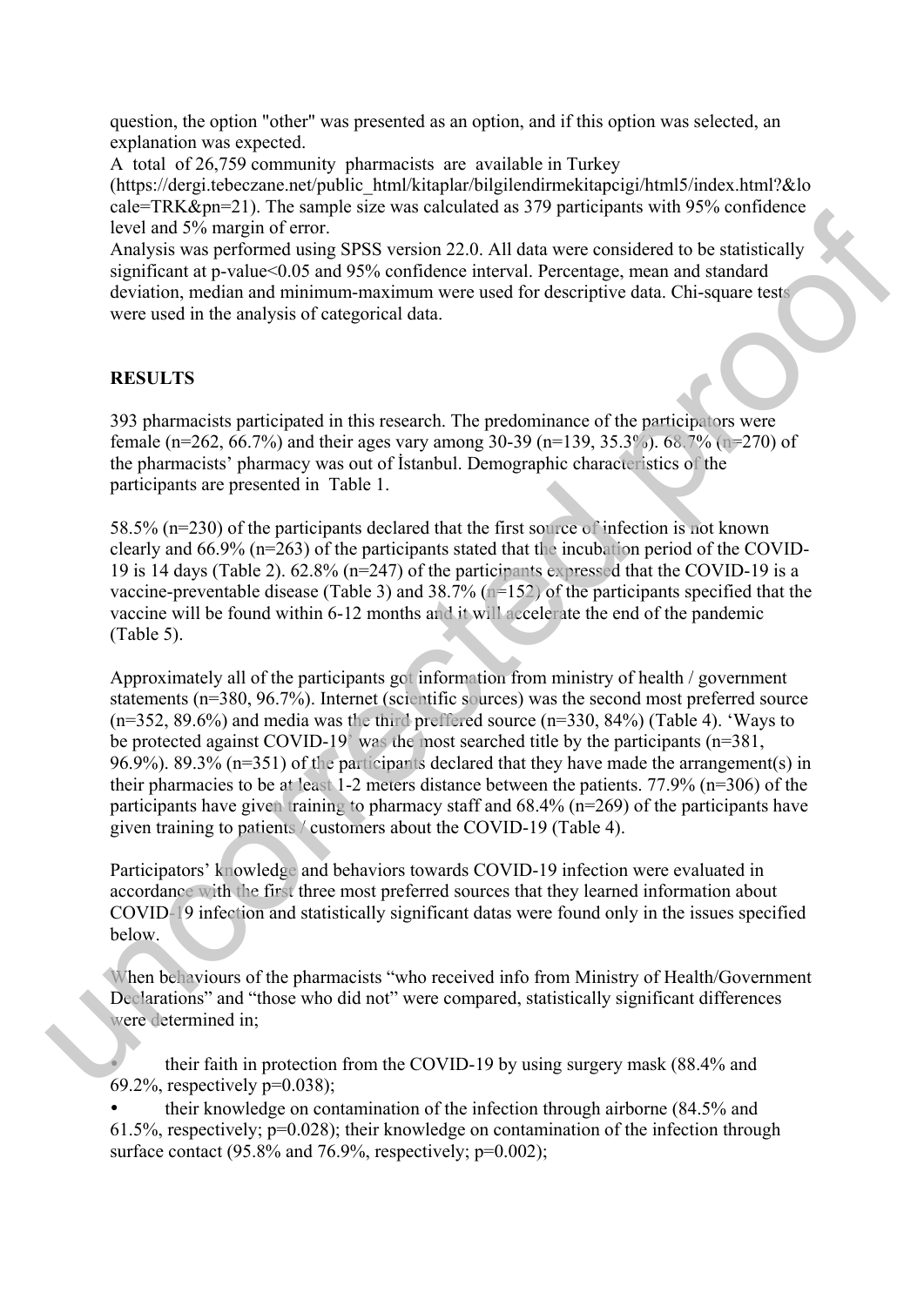question, the option "other" was presented as an option, and if this option was selected, an explanation was expected.

A total of 26,759 community pharmacists are available in Turkey (https://dergi.tebeczane.net/public_html/kitaplar/bilgilendirmekitapcigi/html5/index.html?&locale=TRK&pn=21). The sample size was calculated as 379 participants with 95% confidence level and 5% margin of error.

Analysis was performed using SPSS version 22.0. All data were considered to be statistically significant at p-value<0.05 and 95% confidence interval. Percentage, mean and standard deviation, median and minimum-maximum were used for descriptive data. Chi-square tests were used in the analysis of categorical data.

## RESULTS

393 pharmacists participated in this research. The predominance of the participators were female (n=262, 66.7%) and their ages vary among 30-39 (n=139, 35.3%). 68.7% (n=270) of the pharmacists' pharmacy was out of İstanbul. Demographic characteristics of the participants are presented in Table 1.

58.5% (n=230) of the participants declared that the first source of infection is not known clearly and 66.9% (n=263) of the participants stated that the incubation period of the COVID-19 is 14 days (Table 2). 62.8% (n=247) of the participants expressed that the COVID-19 is a vaccine-preventable disease (Table 3) and 38.7% (n=152) of the participants specified that the vaccine will be found within 6-12 months and it will accelerate the end of the pandemic (Table 5).

Approximately all of the participants got information from ministry of health / government statements (n=380, 96.7%). Internet (scientific sources) was the second most preferred source (n=352, 89.6%) and media was the third preffered source (n=330, 84%) (Table 4). 'Ways to be protected against COVID-19' was the most searched title by the participants (n=381, 96.9%). 89.3% (n=351) of the participants declared that they have made the arrangement(s) in their pharmacies to be at least 1-2 meters distance between the patients. 77.9% (n=306) of the participants have given training to pharmacy staff and 68.4% (n=269) of the participants have given training to patients / customers about the COVID-19 (Table 4).

Participators' knowledge and behaviors towards COVID-19 infection were evaluated in accordance with the first three most preferred sources that they learned information about COVID-19 infection and statistically significant datas were found only in the issues specified below.

When behaviours of the pharmacists "who received info from Ministry of Health/Government Declarations" and "those who did not" were compared, statistically significant differences were determined in;

- their faith in protection from the COVID-19 by using surgery mask (88.4% and 69.2%, respectively p=0.038);
- their knowledge on contamination of the infection through airborne (84.5% and 61.5%, respectively; p=0.028); their knowledge on contamination of the infection through surface contact (95.8% and 76.9%, respectively; p=0.002);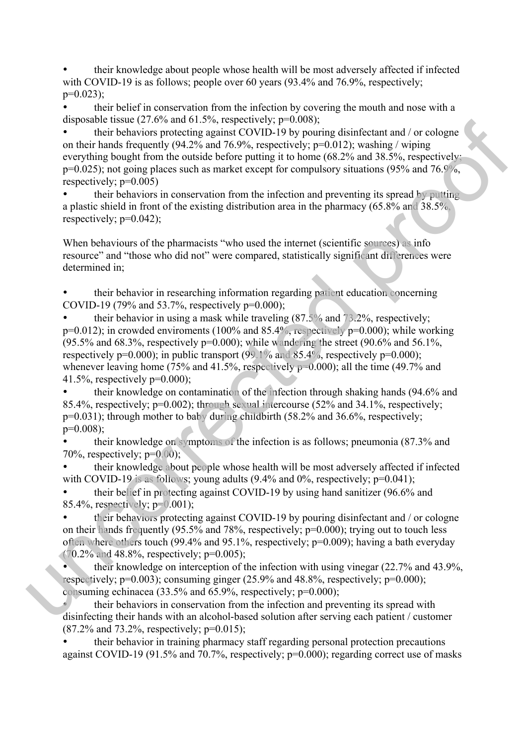- their knowledge about people whose health will be most adversely affected if infected with COVID-19 is as follows; people over 60 years (93.4% and 76.9%, respectively; $p=0.023$);
- their belief in conservation from the infection by covering the mouth and nose with a disposable tissue (27.6% and 61.5%, respectively; $p=0.008$);
- their behaviors protecting against COVID-19 by pouring disinfectant and / or cologne on their hands frequently (94.2% and 76.9%, respectively; $p=0.012$); washing / wiping everything bought from the outside before putting it to home (68.2% and 38.5%, respectively; $p=0.025$); not going places such as market except for compulsory situations (95% and 76.9%, respectively; $p=0.005$)
- their behaviors in conservation from the infection and preventing its spread by putting a plastic shield in front of the existing distribution area in the pharmacy (65.8% and 38.5%, respectively; $p=0.042$);

When behaviours of the pharmacists "who used the internet (scientific sources) as info resource" and "those who did not" were compared, statistically significant differences were determined in;

- their behavior in researching information regarding patient education concerning COVID-19 (79% and 53.7%, respectively $p=0.000$);
- their behavior in using a mask while traveling (87.5% and 73.2%, respectively; $p=0.012$); in crowded enviroments (100% and 85.4%, respectively $p=0.000$); while working (95.5% and 68.3%, respectively $p=0.000$); while wandering the street (90.6% and 56.1%, respectively $p=0.000$); in public transport (99.1% and 85.4%, respectively $p=0.000$); whenever leaving home (75% and 41.5%, respectively $p=0.000$); all the time (49.7% and 41.5%, respectively $p=0.000$);
- their knowledge on contamination of the infection through shaking hands (94.6% and 85.4%, respectively; $p=0.002$); through sexual intercourse (52% and 34.1%, respectively; $p=0.031$); through mother to baby during childbirth (58.2% and 36.6%, respectively; $p=0.008$);
- their knowledge on symptoms of the infection is as follows; pneumonia (87.3% and 70%, respectively; $p=0.00$);
- their knowledge about people whose health will be most adversely affected if infected with COVID-19 is as follows; young adults (9.4% and 0%, respectively; $p=0.041$);
- their belief in protecting against COVID-19 by using hand sanitizer (96.6% and 85.4%, respectively; $p=0.001$);
- their behaviors protecting against COVID-19 by pouring disinfectant and / or cologne on their hands frequently (95.5% and 78%, respectively; $p=0.000$); trying out to touch less often where others touch (99.4% and 95.1%, respectively; $p=0.009$); having a bath everyday (70.2% and 48.8%, respectively; $p=0.005$);
- their knowledge on interception of the infection with using vinegar (22.7% and 43.9%, respectively; $p=0.003$); consuming ginger (25.9% and 48.8%, respectively; $p=0.000$); consuming echinacea (33.5% and 65.9%, respectively; $p=0.000$);
- their behaviors in conservation from the infection and preventing its spread with disinfecting their hands with an alcohol-based solution after serving each patient / customer (87.2% and 73.2%, respectively; $p=0.015$);
- their behavior in training pharmacy staff regarding personal protection precautions against COVID-19 (91.5% and 70.7%, respectively; $p=0.000$); regarding correct use of masks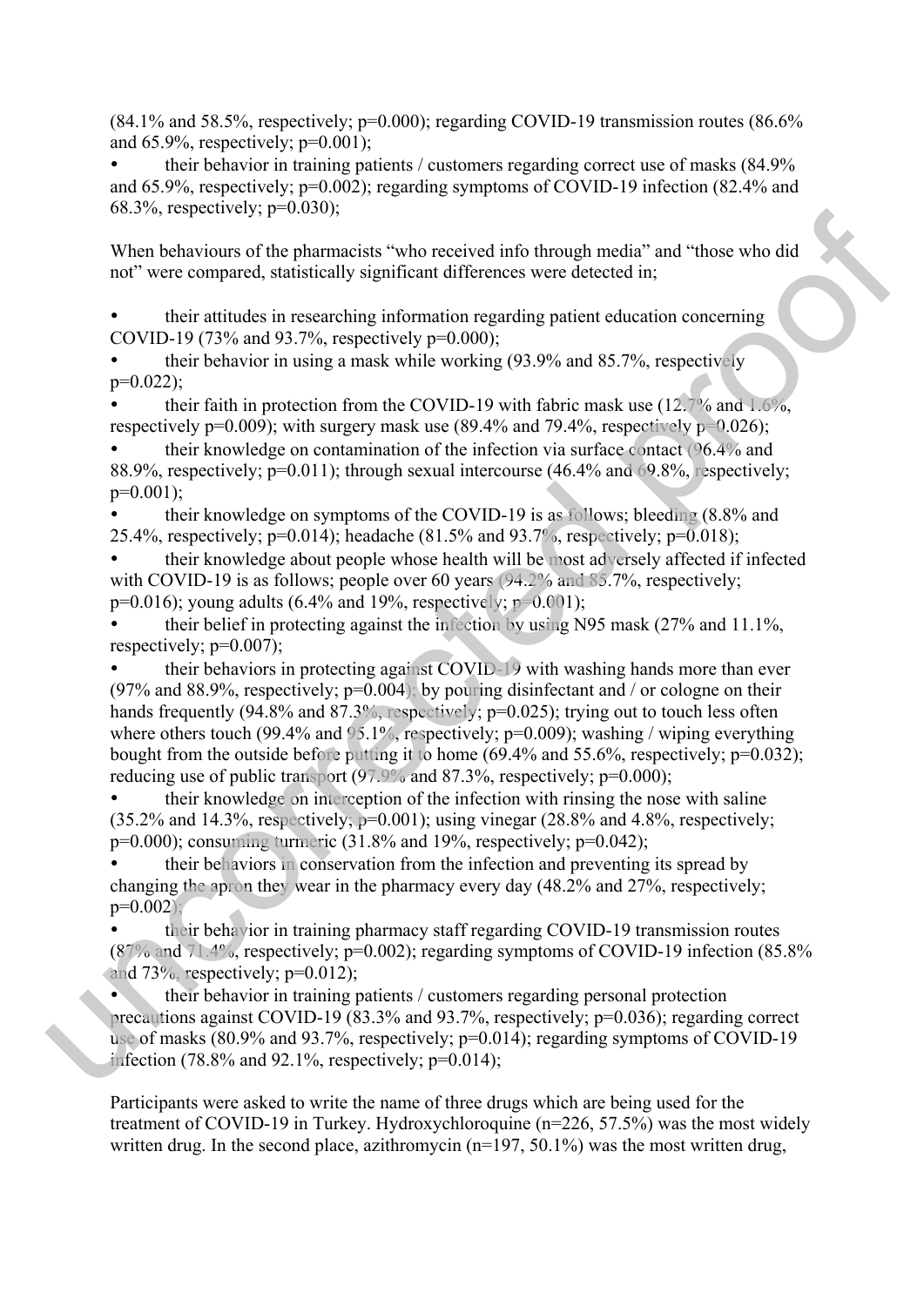(84.1% and 58.5%, respectively; p=0.000); regarding COVID-19 transmission routes (86.6% and 65.9%, respectively; p=0.001);

- their behavior in training patients / customers regarding correct use of masks (84.9% and 65.9%, respectively; p=0.002); regarding symptoms of COVID-19 infection (82.4% and 68.3%, respectively; p=0.030);

When behaviours of the pharmacists "who received info through media" and "those who did not" were compared, statistically significant differences were detected in;

- their attitudes in researching information regarding patient education concerning COVID-19 (73% and 93.7%, respectively p=0.000);
- their behavior in using a mask while working (93.9% and 85.7%, respectively p=0.022);
- their faith in protection from the COVID-19 with fabric mask use (12.7% and 1.6%, respectively p=0.009); with surgery mask use (89.4% and 79.4%, respectively p=0.026);
- their knowledge on contamination of the infection via surface contact (96.4% and 88.9%, respectively; p=0.011); through sexual intercourse (46.4% and 69.8%, respectively; p=0.001);
- their knowledge on symptoms of the COVID-19 is as follows; bleeding (8.8% and 25.4%, respectively; p=0.014); headache (81.5% and 93.7%, respectively; p=0.018);
- their knowledge about people whose health will be most adversely affected if infected with COVID-19 is as follows; people over 60 years (94.2% and 85.7%, respectively; p=0.016); young adults (6.4% and 19%, respectively; p=0.001);
- their belief in protecting against the infection by using N95 mask (27% and 11.1%, respectively; p=0.007);
- their behaviors in protecting against COVID-19 with washing hands more than ever (97% and 88.9%, respectively; p=0.004); by pouring disinfectant and / or cologne on their hands frequently (94.8% and 87.3%, respectively; p=0.025); trying out to touch less often where others touch (99.4% and 95.1%, respectively; p=0.009); washing / wiping everything bought from the outside before putting it to home (69.4% and 55.6%, respectively; p=0.032); reducing use of public transport (97.9% and 87.3%, respectively; p=0.000);
- their knowledge on interception of the infection with rinsing the nose with saline (35.2% and 14.3%, respectively; p=0.001); using vinegar (28.8% and 4.8%, respectively; p=0.000); consuming turmeric (31.8% and 19%, respectively; p=0.042);
- their behaviors in conservation from the infection and preventing its spread by changing the apron they wear in the pharmacy every day (48.2% and 27%, respectively; p=0.002);
- their behavior in training pharmacy staff regarding COVID-19 transmission routes (87% and 71.4%, respectively; p=0.002); regarding symptoms of COVID-19 infection (85.8% and 73%, respectively; p=0.012);
- their behavior in training patients / customers regarding personal protection precautions against COVID-19 (83.3% and 93.7%, respectively; p=0.036); regarding correct use of masks (80.9% and 93.7%, respectively; p=0.014); regarding symptoms of COVID-19 infection (78.8% and 92.1%, respectively; p=0.014);

Participants were asked to write the name of three drugs which are being used for the treatment of COVID-19 in Turkey. Hydroxychloroquine (n=226, 57.5%) was the most widely written drug. In the second place, azithromycin (n=197, 50.1%) was the most written drug,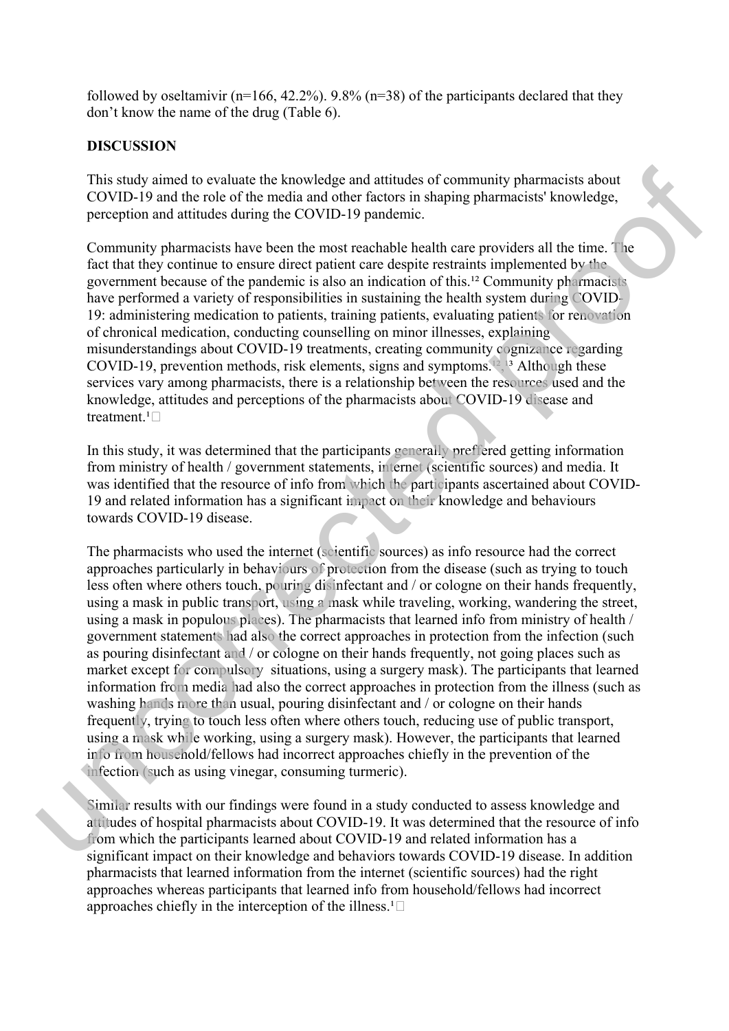followed by oseltamivir (n=166, 42.2%). 9.8% (n=38) of the participants declared that they don't know the name of the drug (Table 6).

**DISCUSSION**

This study aimed to evaluate the knowledge and attitudes of community pharmacists about COVID-19 and the role of the media and other factors in shaping pharmacists' knowledge, perception and attitudes during the COVID-19 pandemic.

Community pharmacists have been the most reachable health care providers all the time. The fact that they continue to ensure direct patient care despite restraints implemented by the government because of the pandemic is also an indication of this.[12] Community pharmacists have performed a variety of responsibilities in sustaining the health system during COVID-19: administering medication to patients, training patients, evaluating patients for renovation of chronical medication, conducting counselling on minor illnesses, explaining misunderstandings about COVID-19 treatments, creating community cognizance regarding COVID-19, prevention methods, risk elements, signs and symptoms.[12, 13] Although these services vary among pharmacists, there is a relationship between the resources used and the knowledge, attitudes and perceptions of the pharmacists about COVID-19 disease and treatment.[1□]

In this study, it was determined that the participants generally preffered getting information from ministry of health / government statements, internet (scientific sources) and media. It was identified that the resource of info from which the participants ascertained about COVID-19 and related information has a significant impact on their knowledge and behaviours towards COVID-19 disease.

The pharmacists who used the internet (scientific sources) as info resource had the correct approaches particularly in behaviours of protection from the disease (such as trying to touch less often where others touch, pouring disinfectant and / or cologne on their hands frequently, using a mask in public transport, using a mask while traveling, working, wandering the street, using a mask in populous places). The pharmacists that learned info from ministry of health / government statements had also the correct approaches in protection from the infection (such as pouring disinfectant and / or cologne on their hands frequently, not going places such as market except for compulsory situations, using a surgery mask). The participants that learned information from media had also the correct approaches in protection from the illness (such as washing hands more than usual, pouring disinfectant and / or cologne on their hands frequently, trying to touch less often where others touch, reducing use of public transport, using a mask while working, using a surgery mask). However, the participants that learned info from household/fellows had incorrect approaches chiefly in the prevention of the infection (such as using vinegar, consuming turmeric).

Similar results with our findings were found in a study conducted to assess knowledge and attitudes of hospital pharmacists about COVID-19. It was determined that the resource of info from which the participants learned about COVID-19 and related information has a significant impact on their knowledge and behaviors towards COVID-19 disease. In addition pharmacists that learned information from the internet (scientific sources) had the right approaches whereas participants that learned info from household/fellows had incorrect approaches chiefly in the interception of the illness.[1□]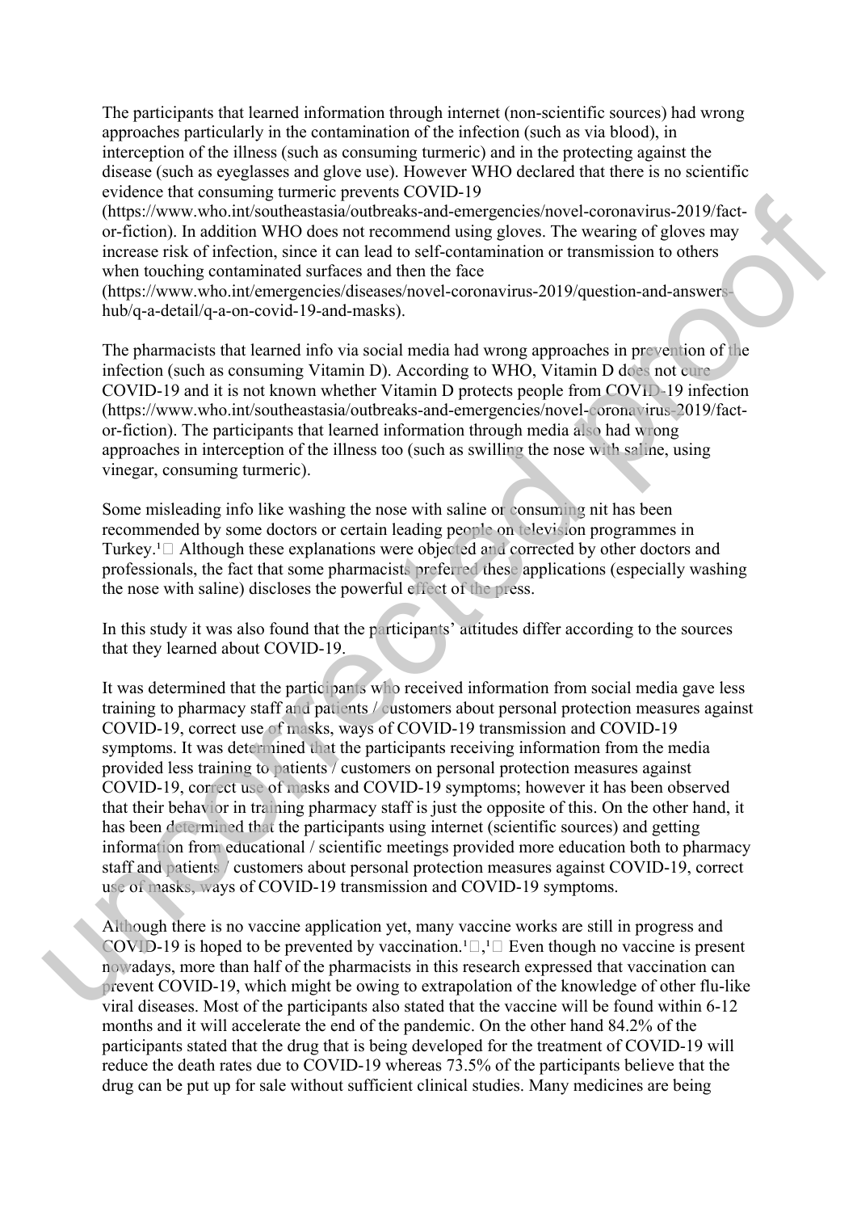The participants that learned information through internet (non-scientific sources) had wrong approaches particularly in the contamination of the infection (such as via blood), in interception of the illness (such as consuming turmeric) and in the protecting against the disease (such as eyeglasses and glove use). However WHO declared that there is no scientific evidence that consuming turmeric prevents COVID-19 (https://www.who.int/southeastasia/outbreaks-and-emergencies/novel-coronavirus-2019/fact-or-fiction). In addition WHO does not recommend using gloves. The wearing of gloves may increase risk of infection, since it can lead to self-contamination or transmission to others when touching contaminated surfaces and then the face (https://www.who.int/emergencies/diseases/novel-coronavirus-2019/question-and-answers-hub/q-a-detail/q-a-on-covid-19-and-masks).

The pharmacists that learned info via social media had wrong approaches in prevention of the infection (such as consuming Vitamin D). According to WHO, Vitamin D does not cure COVID-19 and it is not known whether Vitamin D protects people from COVID-19 infection (https://www.who.int/southeastasia/outbreaks-and-emergencies/novel-coronavirus-2019/fact-or-fiction). The participants that learned information through media also had wrong approaches in interception of the illness too (such as swilling the nose with saline, using vinegar, consuming turmeric).

Some misleading info like washing the nose with saline or consuming nit has been recommended by some doctors or certain leading people on television programmes in Turkey.[1] Although these explanations were objected and corrected by other doctors and professionals, the fact that some pharmacists preferred these applications (especially washing the nose with saline) discloses the powerful effect of the press.

In this study it was also found that the participants' attitudes differ according to the sources that they learned about COVID-19.

It was determined that the participants who received information from social media gave less training to pharmacy staff and patients / customers about personal protection measures against COVID-19, correct use of masks, ways of COVID-19 transmission and COVID-19 symptoms. It was determined that the participants receiving information from the media provided less training to patients / customers on personal protection measures against COVID-19, correct use of masks and COVID-19 symptoms; however it has been observed that their behavior in training pharmacy staff is just the opposite of this. On the other hand, it has been determined that the participants using internet (scientific sources) and getting information from educational / scientific meetings provided more education both to pharmacy staff and patients / customers about personal protection measures against COVID-19, correct use of masks, ways of COVID-19 transmission and COVID-19 symptoms.

Although there is no vaccine application yet, many vaccine works are still in progress and COVID-19 is hoped to be prevented by vaccination.[1,1] Even though no vaccine is present nowadays, more than half of the pharmacists in this research expressed that vaccination can prevent COVID-19, which might be owing to extrapolation of the knowledge of other flu-like viral diseases. Most of the participants also stated that the vaccine will be found within 6-12 months and it will accelerate the end of the pandemic. On the other hand 84.2% of the participants stated that the drug that is being developed for the treatment of COVID-19 will reduce the death rates due to COVID-19 whereas 73.5% of the participants believe that the drug can be put up for sale without sufficient clinical studies. Many medicines are being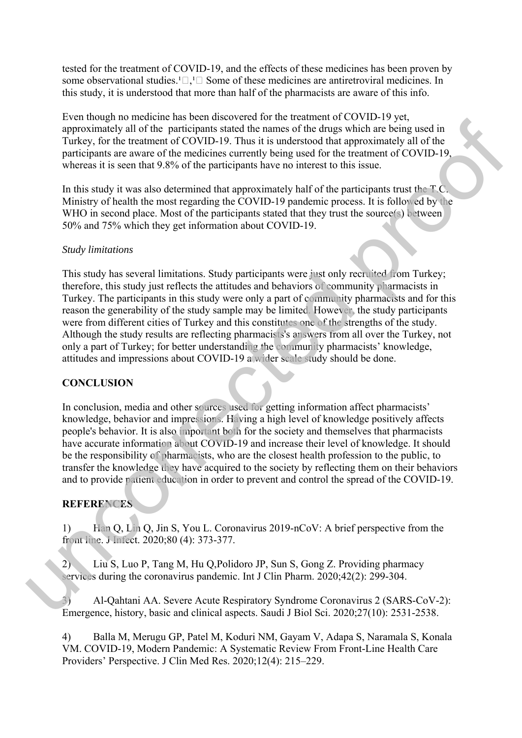tested for the treatment of COVID-19, and the effects of these medicines has been proven by some observational studies.¹□,¹□ Some of these medicines are antiretroviral medicines. In this study, it is understood that more than half of the pharmacists are aware of this info.

Even though no medicine has been discovered for the treatment of COVID-19 yet, approximately all of the participants stated the names of the drugs which are being used in Turkey, for the treatment of COVID-19. Thus it is understood that approximately all of the participants are aware of the medicines currently being used for the treatment of COVID-19, whereas it is seen that 9.8% of the participants have no interest to this issue.

In this study it was also determined that approximately half of the participants trust the T.C. Ministry of health the most regarding the COVID-19 pandemic process. It is followed by the WHO in second place. Most of the participants stated that they trust the source(s) between 50% and 75% which they get information about COVID-19.

*Study limitations*

This study has several limitations. Study participants were just only recruited from Turkey; therefore, this study just reflects the attitudes and behaviors of community pharmacists in Turkey. The participants in this study were only a part of community pharmacists and for this reason the generability of the study sample may be limited. However, the study participants were from different cities of Turkey and this constitutes one of the strengths of the study. Although the study results are reflecting pharmacists's answers from all over the Turkey, not only a part of Turkey; for better understanding the community pharmacists' knowledge, attitudes and impressions about COVID-19 a wider scale study should be done.

## CONCLUSION

In conclusion, media and other sources used for getting information affect pharmacists' knowledge, behavior and impressions. Having a high level of knowledge positively affects people's behavior. It is also important both for the society and themselves that pharmacists have accurate information about COVID-19 and increase their level of knowledge. It should be the responsibility of pharmacists, who are the closest health profession to the public, to transfer the knowledge they have acquired to the society by reflecting them on their behaviors and to provide patient education in order to prevent and control the spread of the COVID-19.

## REFERENCES

1) Han Q, Lin Q, Jin S, You L. Coronavirus 2019-nCoV: A brief perspective from the front line. J Infect. 2020;80 (4): 373-377.

2) Liu S, Luo P, Tang M, Hu Q,Polidoro JP, Sun S, Gong Z. Providing pharmacy services during the coronavirus pandemic. Int J Clin Pharm. 2020;42(2): 299-304.

3) Al-Qahtani AA. Severe Acute Respiratory Syndrome Coronavirus 2 (SARS-CoV-2): Emergence, history, basic and clinical aspects. Saudi J Biol Sci. 2020;27(10): 2531-2538.

4) Balla M, Merugu GP, Patel M, Koduri NM, Gayam V, Adapa S, Naramala S, Konala VM. COVID-19, Modern Pandemic: A Systematic Review From Front-Line Health Care Providers' Perspective. J Clin Med Res. 2020;12(4): 215–229.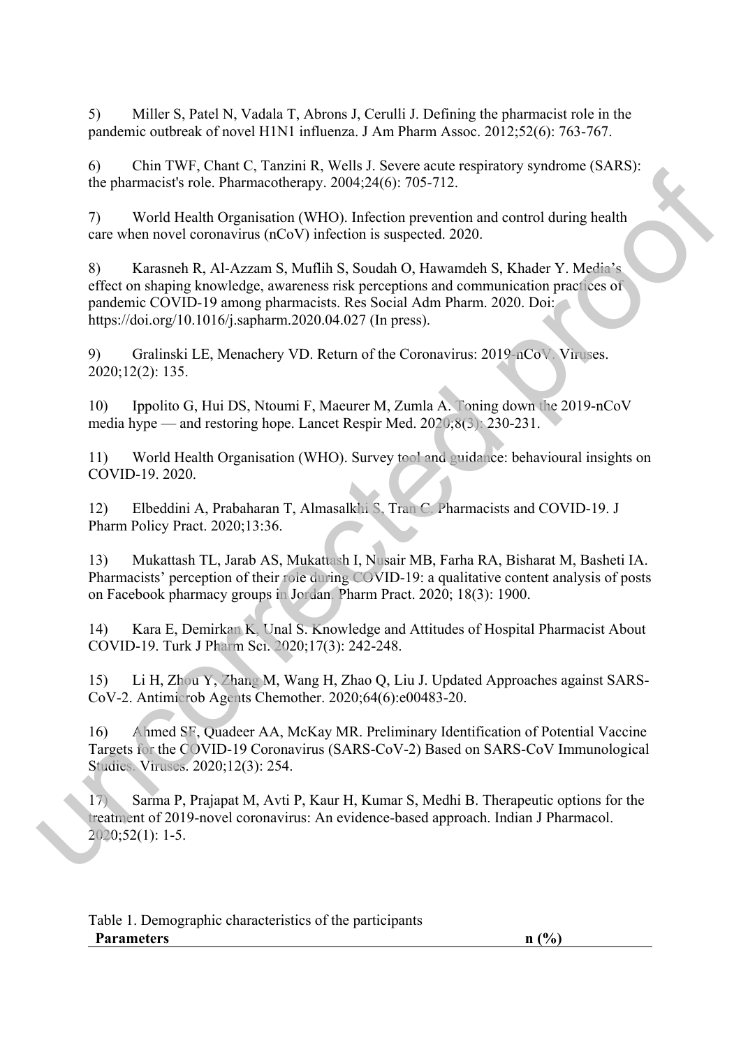5) Miller S, Patel N, Vadala T, Abrons J, Cerulli J. Defining the pharmacist role in the pandemic outbreak of novel H1N1 influenza. J Am Pharm Assoc. 2012;52(6): 763-767.

6) Chin TWF, Chant C, Tanzini R, Wells J. Severe acute respiratory syndrome (SARS): the pharmacist's role. Pharmacotherapy. 2004;24(6): 705-712.

7) World Health Organisation (WHO). Infection prevention and control during health care when novel coronavirus (nCoV) infection is suspected. 2020.

8) Karasneh R, Al-Azzam S, Muflih S, Soudah O, Hawamdeh S, Khader Y. Media's effect on shaping knowledge, awareness risk perceptions and communication practices of pandemic COVID-19 among pharmacists. Res Social Adm Pharm. 2020. Doi: https://doi.org/10.1016/j.sapharm.2020.04.027 (In press).

9) Gralinski LE, Menachery VD. Return of the Coronavirus: 2019-nCoV. Viruses. 2020;12(2): 135.

10) Ippolito G, Hui DS, Ntoumi F, Maeurer M, Zumla A. Toning down the 2019-nCoV media hype — and restoring hope. Lancet Respir Med. 2020;8(3): 230-231.

11) World Health Organisation (WHO). Survey tool and guidance: behavioural insights on COVID-19. 2020.

12) Elbeddini A, Prabaharan T, Almasalkhi S, Tran C. Pharmacists and COVID-19. J Pharm Policy Pract. 2020;13:36.

13) Mukattash TL, Jarab AS, Mukattash I, Nusair MB, Farha RA, Bisharat M, Basheti IA. Pharmacists' perception of their role during COVID-19: a qualitative content analysis of posts on Facebook pharmacy groups in Jordan. Pharm Pract. 2020; 18(3): 1900.

14) Kara E, Demirkan K, Unal S. Knowledge and Attitudes of Hospital Pharmacist About COVID-19. Turk J Pharm Sci. 2020;17(3): 242-248.

15) Li H, Zhou Y, Zhang M, Wang H, Zhao Q, Liu J. Updated Approaches against SARS-CoV-2. Antimicrob Agents Chemother. 2020;64(6):e00483-20.

16) Ahmed SF, Quadeer AA, McKay MR. Preliminary Identification of Potential Vaccine Targets for the COVID-19 Coronavirus (SARS-CoV-2) Based on SARS-CoV Immunological Studies. Viruses. 2020;12(3): 254.

17) Sarma P, Prajapat M, Avti P, Kaur H, Kumar S, Medhi B. Therapeutic options for the treatment of 2019-novel coronavirus: An evidence-based approach. Indian J Pharmacol. 2020;52(1): 1-5.

Table 1. Demographic characteristics of the participants

| **Parameters** | **n (%)** |
|---|---|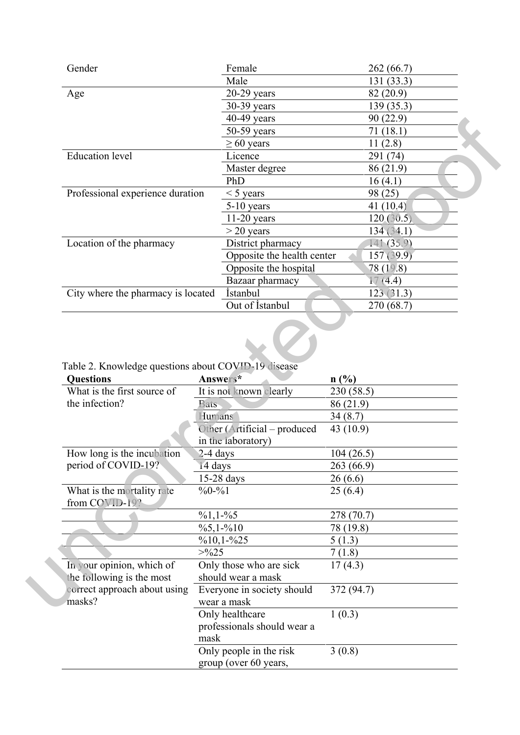| | | |
|---|---|---|
| Gender | Female | 262 (66.7) |
| | Male | 131 (33.3) |
| Age | 20-29 years | 82 (20.9) |
| | 30-39 years | 139 (35.3) |
| | 40-49 years | 90 (22.9) |
| | 50-59 years | 71 (18.1) |
| | ≥ 60 years | 11 (2.8) |
| Education level | Licence | 291 (74) |
| | Master degree | 86 (21.9) |
| | PhD | 16 (4.1) |
| Professional experience duration | < 5 years | 98 (25) |
| | 5-10 years | 41 (10.4) |
| | 11-20 years | 120 (30.5) |
| | > 20 years | 134 (34.1) |
| Location of the pharmacy | District pharmacy | 141 (35.9) |
| | Opposite the health center | 157 (39.9) |
| | Opposite the hospital | 78 (19.8) |
| | Bazaar pharmacy | 17 (4.4) |
| City where the pharmacy is located | İstanbul | 123 (31.3) |
| | Out of İstanbul | 270 (68.7) |

Table 2. Knowledge questions about COVID-19 disease

| **Questions** | **Answers*** | **n (%)** |
|---|---|---|
| What is the first source of the infection? | It is not known clearly | 230 (58.5) |
| | Bats | 86 (21.9) |
| | Humans | 34 (8.7) |
| | Other (Artificial – produced in the laboratory) | 43 (10.9) |
| How long is the incubation period of COVID-19? | 2-4 days | 104 (26.5) |
| | 14 days | 263 (66.9) |
| | 15-28 days | 26 (6.6) |
| What is the mortality rate from COVID-19? | %0-%1 | 25 (6.4) |
| | %1,1-%5 | 278 (70.7) |
| | %5,1-%10 | 78 (19.8) |
| | %10,1-%25 | 5 (1.3) |
| | >%25 | 7 (1.8) |
| In your opinion, which of the following is the most correct approach about using masks? | Only those who are sick should wear a mask | 17 (4.3) |
| | Everyone in society should wear a mask | 372 (94.7) |
| | Only healthcare professionals should wear a mask | 1 (0.3) |
| | Only people in the risk group (over 60 years, | 3 (0.8) |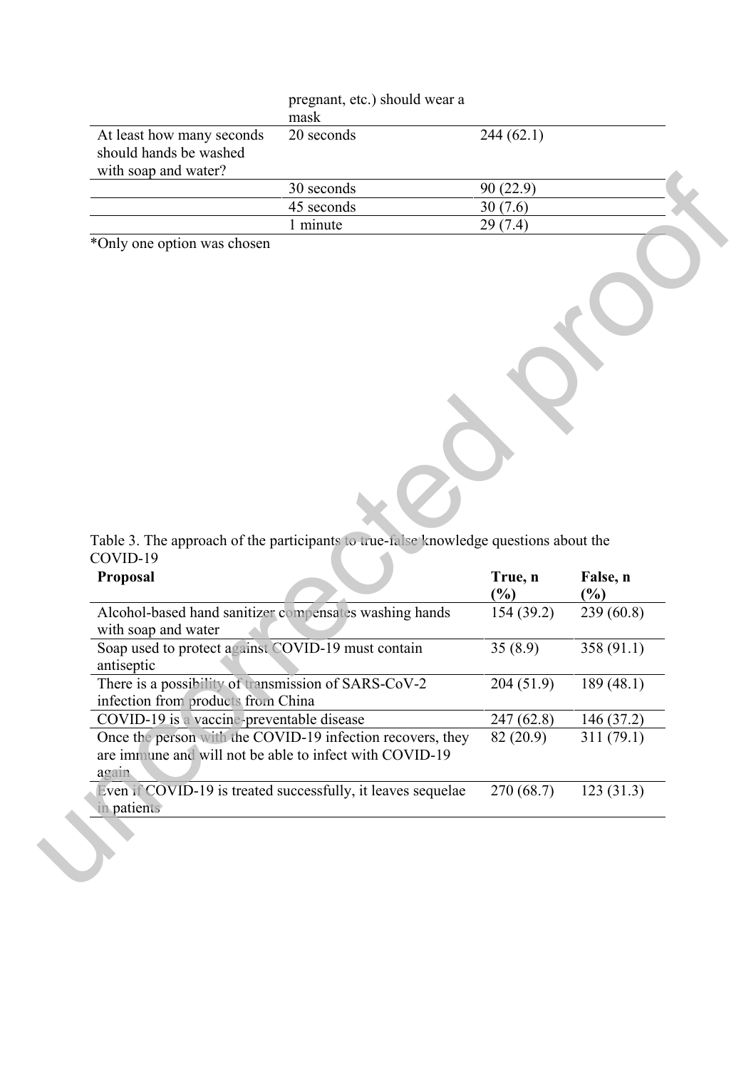| | | |
|---|---|---|
| | pregnant, etc.) should wear a mask | |
| At least how many seconds should hands be washed with soap and water? | 20 seconds | 244 (62.1) |
| | 30 seconds | 90 (22.9) |
| | 45 seconds | 30 (7.6) |
| | 1 minute | 29 (7.4) |

*Only one option was chosen

Table 3. The approach of the participants to true-false knowledge questions about the COVID-19

| Proposal | True, n (%) | False, n (%) |
|---|---|---|
| Alcohol-based hand sanitizer compensates washing hands with soap and water | 154 (39.2) | 239 (60.8) |
| Soap used to protect against COVID-19 must contain antiseptic | 35 (8.9) | 358 (91.1) |
| There is a possibility of transmission of SARS-CoV-2 infection from products from China | 204 (51.9) | 189 (48.1) |
| COVID-19 is a vaccine-preventable disease | 247 (62.8) | 146 (37.2) |
| Once the person with the COVID-19 infection recovers, they are immune and will not be able to infect with COVID-19 again | 82 (20.9) | 311 (79.1) |
| Even if COVID-19 is treated successfully, it leaves sequelae in patients | 270 (68.7) | 123 (31.3) |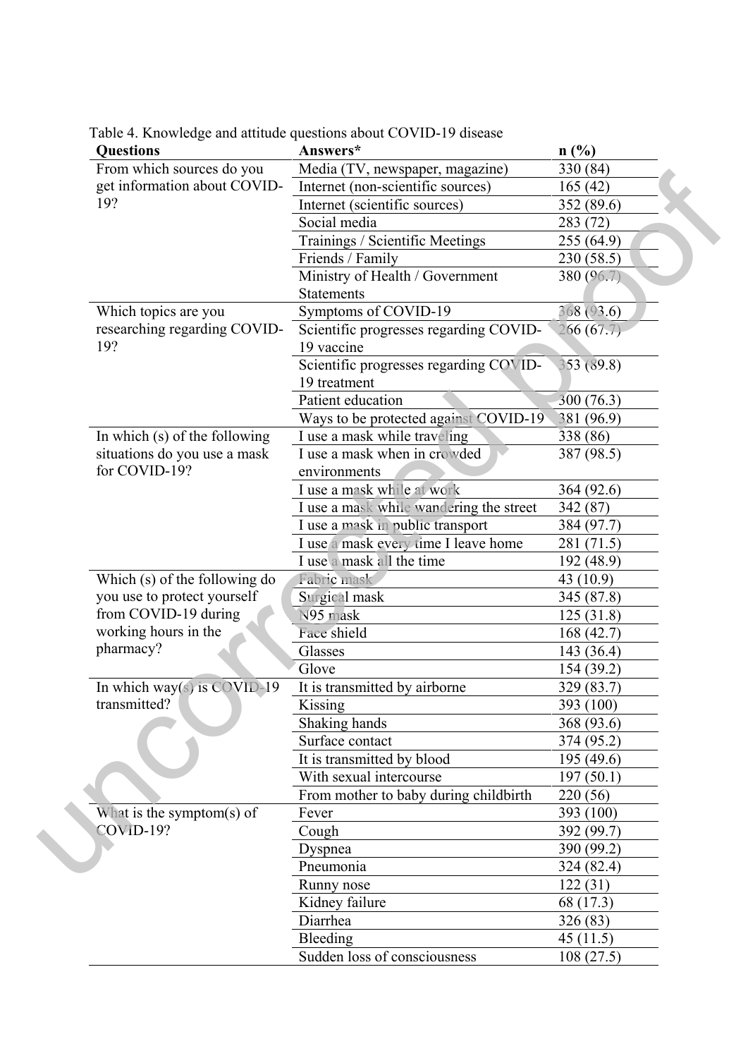Table 4. Knowledge and attitude questions about COVID-19 disease

| Questions | Answers* | n (%) |
|---|---|---|
| From which sources do you get information about COVID-19? | Media (TV, newspaper, magazine) | 330 (84) |
| | Internet (non-scientific sources) | 165 (42) |
| | Internet (scientific sources) | 352 (89.6) |
| | Social media | 283 (72) |
| | Trainings / Scientific Meetings | 255 (64.9) |
| | Friends / Family | 230 (58.5) |
| | Ministry of Health / Government Statements | 380 (96.7) |
| Which topics are you researching regarding COVID-19? | Symptoms of COVID-19 | 368 (93.6) |
| | Scientific progresses regarding COVID-19 vaccine | 266 (67.7) |
| | Scientific progresses regarding COVID-19 treatment | 353 (89.8) |
| | Patient education | 300 (76.3) |
| | Ways to be protected against COVID-19 | 381 (96.9) |
| In which (s) of the following situations do you use a mask for COVID-19? | I use a mask while traveling | 338 (86) |
| | I use a mask when in crowded environments | 387 (98.5) |
| | I use a mask while at work | 364 (92.6) |
| | I use a mask while wandering the street | 342 (87) |
| | I use a mask in public transport | 384 (97.7) |
| | I use a mask every time I leave home | 281 (71.5) |
| | I use a mask all the time | 192 (48.9) |
| Which (s) of the following do you use to protect yourself from COVID-19 during working hours in the pharmacy? | Fabric mask | 43 (10.9) |
| | Surgical mask | 345 (87.8) |
| | N95 mask | 125 (31.8) |
| | Face shield | 168 (42.7) |
| | Glasses | 143 (36.4) |
| | Glove | 154 (39.2) |
| In which way(s) is COVID-19 transmitted? | It is transmitted by airborne | 329 (83.7) |
| | Kissing | 393 (100) |
| | Shaking hands | 368 (93.6) |
| | Surface contact | 374 (95.2) |
| | It is transmitted by blood | 195 (49.6) |
| | With sexual intercourse | 197 (50.1) |
| | From mother to baby during childbirth | 220 (56) |
| What is the symptom(s) of COVID-19? | Fever | 393 (100) |
| | Cough | 392 (99.7) |
| | Dyspnea | 390 (99.2) |
| | Pneumonia | 324 (82.4) |
| | Runny nose | 122 (31) |
| | Kidney failure | 68 (17.3) |
| | Diarrhea | 326 (83) |
| | Bleeding | 45 (11.5) |
| | Sudden loss of consciousness | 108 (27.5) |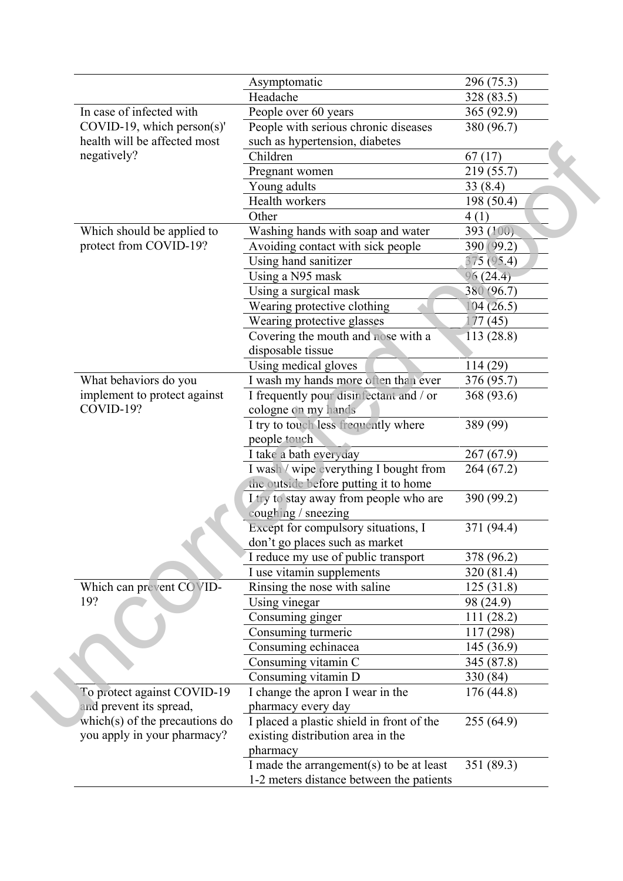| | | |
|---|---|---|
| | Asymptomatic | 296 (75.3) |
| | Headache | 328 (83.5) |
| In case of infected with COVID-19, which person(s)' health will be affected most negatively? | People over 60 years | 365 (92.9) |
| | People with serious chronic diseases such as hypertension, diabetes | 380 (96.7) |
| | Children | 67 (17) |
| | Pregnant women | 219 (55.7) |
| | Young adults | 33 (8.4) |
| | Health workers | 198 (50.4) |
| | Other | 4 (1) |
| Which should be applied to protect from COVID-19? | Washing hands with soap and water | 393 (100) |
| | Avoiding contact with sick people | 390 (99.2) |
| | Using hand sanitizer | 375 (95.4) |
| | Using a N95 mask | 96 (24.4) |
| | Using a surgical mask | 380 (96.7) |
| | Wearing protective clothing | 104 (26.5) |
| | Wearing protective glasses | 177 (45) |
| | Covering the mouth and nose with a disposable tissue | 113 (28.8) |
| | Using medical gloves | 114 (29) |
| What behaviors do you implement to protect against COVID-19? | I wash my hands more often than ever | 376 (95.7) |
| | I frequently pour disinfectant and / or cologne on my hands | 368 (93.6) |
| | I try to touch less frequently where people touch | 389 (99) |
| | I take a bath everyday | 267 (67.9) |
| | I wash / wipe everything I bought from the outside before putting it to home | 264 (67.2) |
| | I try to stay away from people who are coughing / sneezing | 390 (99.2) |
| | Except for compulsory situations, I don't go places such as market | 371 (94.4) |
| | I reduce my use of public transport | 378 (96.2) |
| | I use vitamin supplements | 320 (81.4) |
| Which can prevent COVID-19? | Rinsing the nose with saline | 125 (31.8) |
| | Using vinegar | 98 (24.9) |
| | Consuming ginger | 111 (28.2) |
| | Consuming turmeric | 117 (298) |
| | Consuming echinacea | 145 (36.9) |
| | Consuming vitamin C | 345 (87.8) |
| | Consuming vitamin D | 330 (84) |
| To protect against COVID-19 and prevent its spread, which(s) of the precautions do you apply in your pharmacy? | I change the apron I wear in the pharmacy every day | 176 (44.8) |
| | I placed a plastic shield in front of the existing distribution area in the pharmacy | 255 (64.9) |
| | I made the arrangement(s) to be at least 1-2 meters distance between the patients | 351 (89.3) |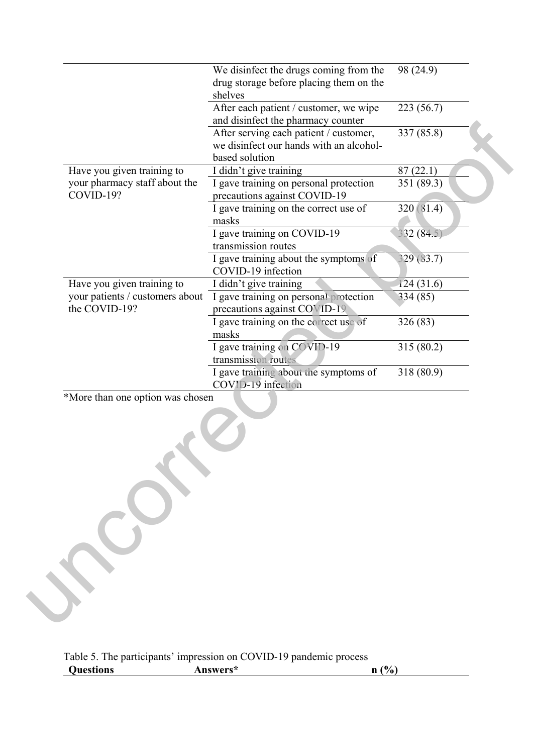| | | |
|---|---|---|
| | We disinfect the drugs coming from the drug storage before placing them on the shelves | 98 (24.9) |
| | After each patient / customer, we wipe and disinfect the pharmacy counter | 223 (56.7) |
| | After serving each patient / customer, we disinfect our hands with an alcohol-based solution | 337 (85.8) |
| Have you given training to your pharmacy staff about the COVID-19? | I didn't give training | 87 (22.1) |
| | I gave training on personal protection precautions against COVID-19 | 351 (89.3) |
| | I gave training on the correct use of masks | 320 (81.4) |
| | I gave training on COVID-19 transmission routes | 332 (84.5) |
| | I gave training about the symptoms of COVID-19 infection | 329 (83.7) |
| Have you given training to your patients / customers about the COVID-19? | I didn't give training | 124 (31.6) |
| | I gave training on personal protection precautions against COVID-19 | 334 (85) |
| | I gave training on the correct use of masks | 326 (83) |
| | I gave training on COVID-19 transmission routes | 315 (80.2) |
| | I gave training about the symptoms of COVID-19 infection | 318 (80.9) |

*More than one option was chosen

Table 5. The participants' impression on COVID-19 pandemic process

| Questions | Answers* | n (%) |
|---|---|---|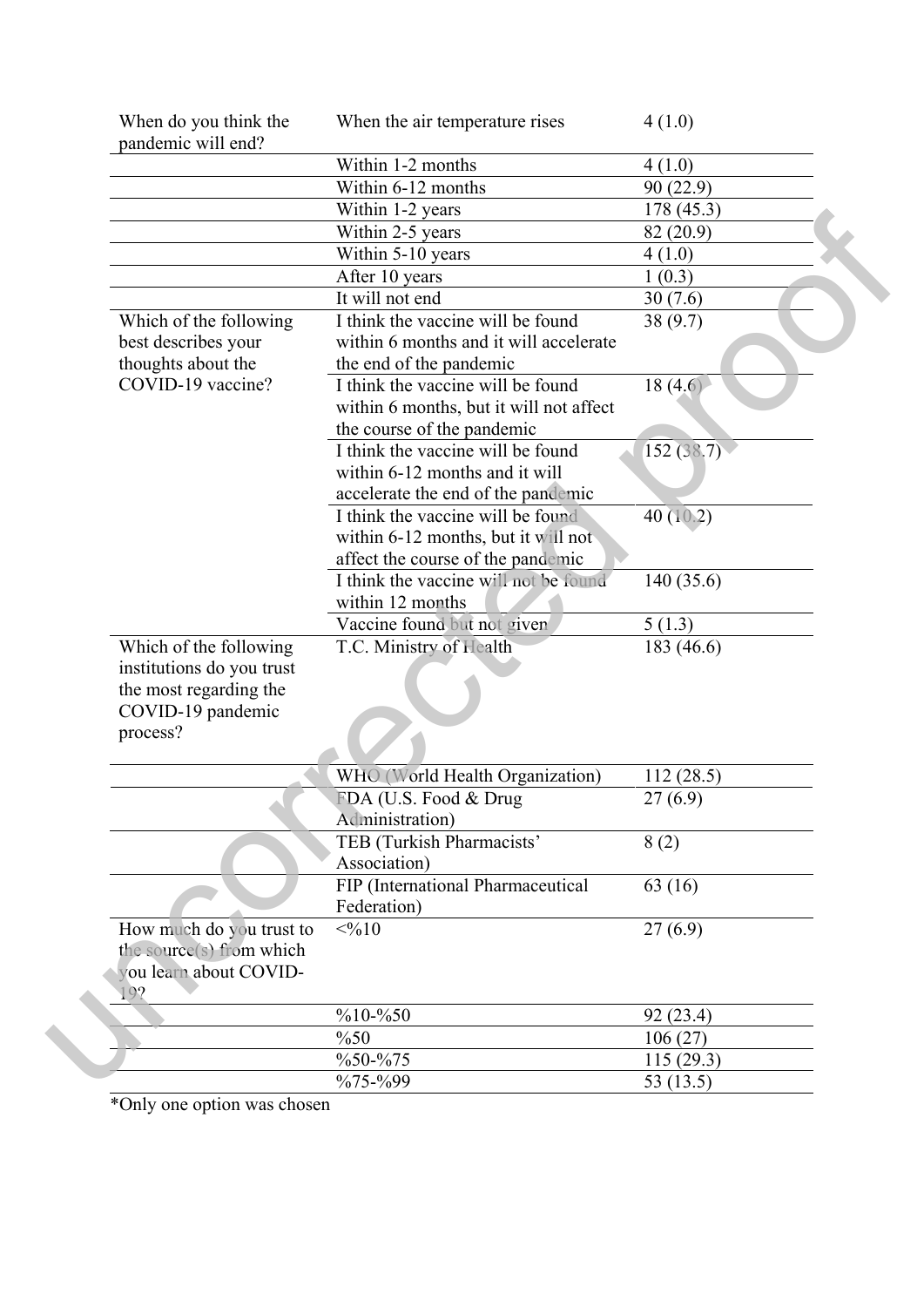| | | |
|---|---|---|
| When do you think the pandemic will end? | When the air temperature rises | 4 (1.0) |
| | Within 1-2 months | 4 (1.0) |
| | Within 6-12 months | 90 (22.9) |
| | Within 1-2 years | 178 (45.3) |
| | Within 2-5 years | 82 (20.9) |
| | Within 5-10 years | 4 (1.0) |
| | After 10 years | 1 (0.3) |
| | It will not end | 30 (7.6) |
| Which of the following best describes your thoughts about the COVID-19 vaccine? | I think the vaccine will be found within 6 months and it will accelerate the end of the pandemic | 38 (9.7) |
| | I think the vaccine will be found within 6 months, but it will not affect the course of the pandemic | 18 (4.6) |
| | I think the vaccine will be found within 6-12 months and it will accelerate the end of the pandemic | 152 (38.7) |
| | I think the vaccine will be found within 6-12 months, but it will not affect the course of the pandemic | 40 (10.2) |
| | I think the vaccine will not be found within 12 months | 140 (35.6) |
| | Vaccine found but not given | 5 (1.3) |
| Which of the following institutions do you trust the most regarding the COVID-19 pandemic process? | T.C. Ministry of Health | 183 (46.6) |
| | WHO (World Health Organization) | 112 (28.5) |
| | FDA (U.S. Food & Drug Administration) | 27 (6.9) |
| | TEB (Turkish Pharmacists' Association) | 8 (2) |
| | FIP (International Pharmaceutical Federation) | 63 (16) |
| How much do you trust to the source(s) from which you learn about COVID-19? | <%10 | 27 (6.9) |
| | %10-%50 | 92 (23.4) |
| | %50 | 106 (27) |
| | %50-%75 | 115 (29.3) |
| | %75-%99 | 53 (13.5) |

*Only one option was chosen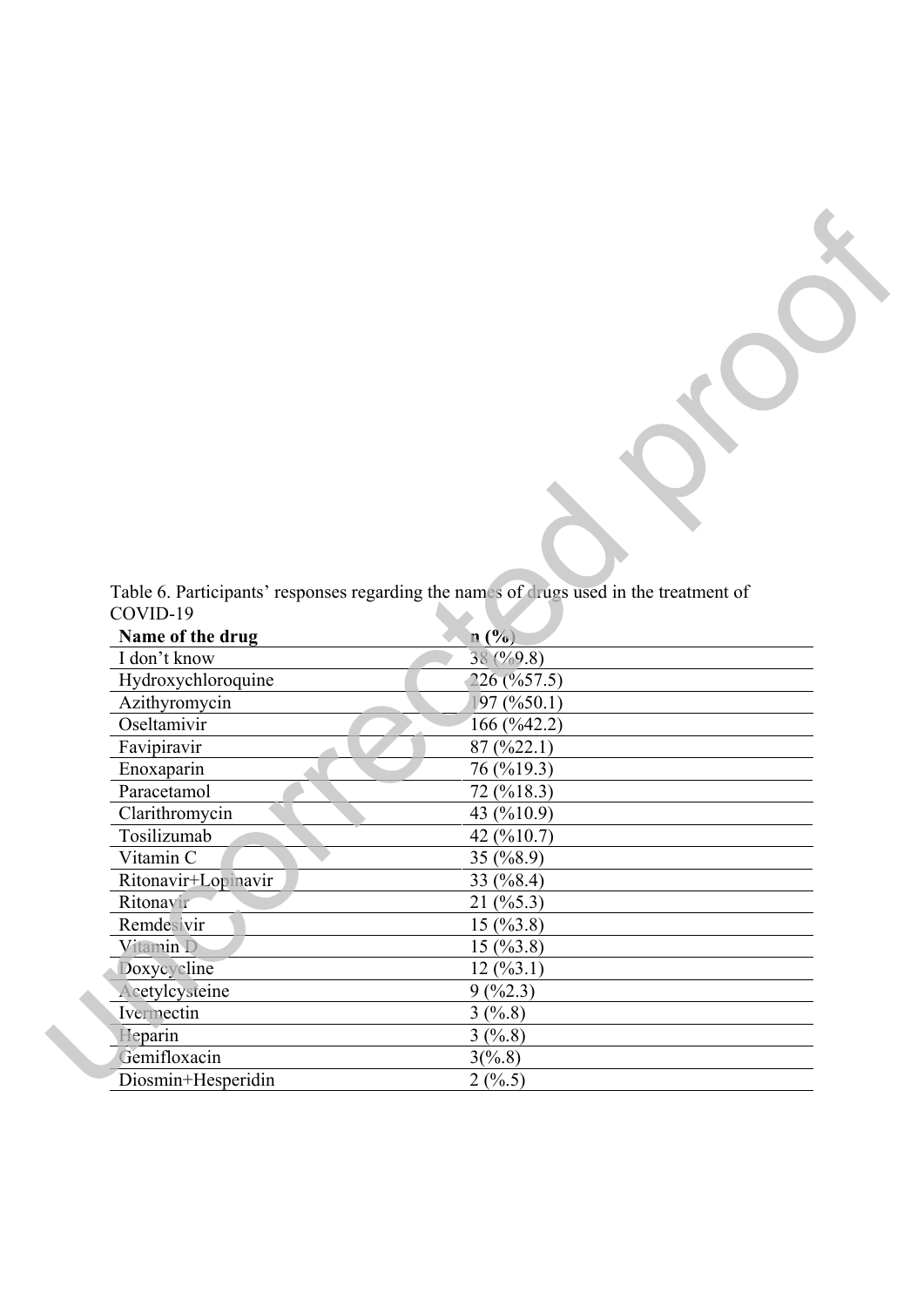Table 6. Participants' responses regarding the names of drugs used in the treatment of COVID-19

| Name of the drug | n (%) |
|---|---|
| I don't know | 38 (%9.8) |
| Hydroxychloroquine | 226 (%57.5) |
| Azithyromycin | 197 (%50.1) |
| Oseltamivir | 166 (%42.2) |
| Favipiravir | 87 (%22.1) |
| Enoxaparin | 76 (%19.3) |
| Paracetamol | 72 (%18.3) |
| Clarithromycin | 43 (%10.9) |
| Tosilizumab | 42 (%10.7) |
| Vitamin C | 35 (%8.9) |
| Ritonavir+Lopinavir | 33 (%8.4) |
| Ritonavir | 21 (%5.3) |
| Remdesivir | 15 (%3.8) |
| Vitamin D | 15 (%3.8) |
| Doxycycline | 12 (%3.1) |
| Acetylcysteine | 9 (%2.3) |
| Ivermectin | 3 (%.8) |
| Heparin | 3 (%.8) |
| Gemifloxacin | 3(%.8) |
| Diosmin+Hesperidin | 2 (%.5) |